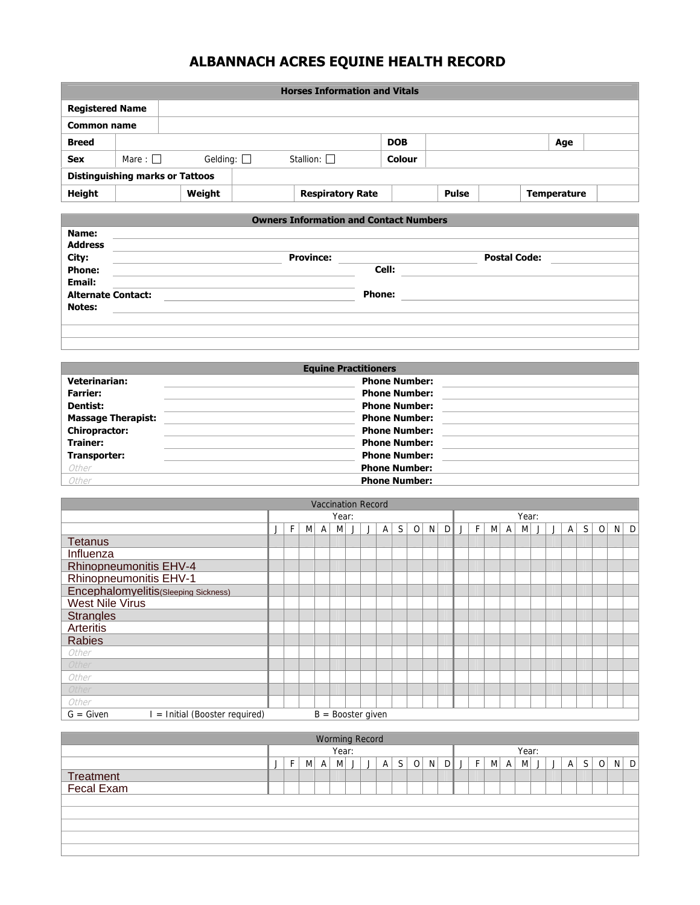# ALBANNACH ACRES EQUINE HEALTH RECORD

| Horses Information and Vitals | | | | | | | | | |
|---|---|---|---|---|---|---|---|---|---|
| **Registered Name** | | | | | | | | | |
| **Common name** | | | | | | | | | |
| **Breed** | | | | **DOB** | | | | **Age** | |
| **Sex** | Mare : ☐ | Gelding: ☐ | Stallion: ☐ | **Colour** | | | | | |
| **Distinguishing marks or Tattoos** | | | | | | | | | |
| **Height** | | **Weight** | | **Respiratory Rate** | | **Pulse** | | **Temperature** | |

## Owners Information and Contact Numbers

**Name:**

**Address**

**City:** ________ **Province:** ________ **Postal Code:** ________

**Phone:** ________ **Cell:** ________

**Email:** ________

**Alternate Contact:** ________ **Phone:** ________

**Notes:**

## Equine Practitioners

| | | | |
|---|---|---|---|
| **Veterinarian:** | | **Phone Number:** | |
| **Farrier:** | | **Phone Number:** | |
| **Dentist:** | | **Phone Number:** | |
| **Massage Therapist:** | | **Phone Number:** | |
| **Chiropractor:** | | **Phone Number:** | |
| **Trainer:** | | **Phone Number:** | |
| **Transporter:** | | **Phone Number:** | |
| Other | | **Phone Number:** | |
| Other | | **Phone Number:** | |

## Vaccination Record

| | Year: | | | | | | | | | | | | Year: | | | | | | | | | | | |
|---|---|---|---|---|---|---|---|---|---|---|---|---|---|---|---|---|---|---|---|---|---|---|---|---|
| | J | F | M | A | M | J | J | A | S | O | N | D | J | F | M | A | M | J | J | A | S | O | N | D |
| Tetanus | | | | | | | | | | | | | | | | | | | | | | | | |
| Influenza | | | | | | | | | | | | | | | | | | | | | | | | |
| Rhinopneumonitis EHV-4 | | | | | | | | | | | | | | | | | | | | | | | | |
| Rhinopneumonitis EHV-1 | | | | | | | | | | | | | | | | | | | | | | | | |
| Encephalomyelitis(Sleeping Sickness) | | | | | | | | | | | | | | | | | | | | | | | | |
| West Nile Virus | | | | | | | | | | | | | | | | | | | | | | | | |
| Strangles | | | | | | | | | | | | | | | | | | | | | | | | |
| Arteritis | | | | | | | | | | | | | | | | | | | | | | | | |
| Rabies | | | | | | | | | | | | | | | | | | | | | | | | |
| Other | | | | | | | | | | | | | | | | | | | | | | | | |
| Other | | | | | | | | | | | | | | | | | | | | | | | | |
| Other | | | | | | | | | | | | | | | | | | | | | | | | |
| Other | | | | | | | | | | | | | | | | | | | | | | | | |
| Other | | | | | | | | | | | | | | | | | | | | | | | | |

G = Given I = Initial (Booster required) B = Booster given

## Worming Record

| | Year: | | | | | | | | | | | | Year: | | | | | | | | | | | |
|---|---|---|---|---|---|---|---|---|---|---|---|---|---|---|---|---|---|---|---|---|---|---|---|---|
| | J | F | M | A | M | J | J | A | S | O | N | D | J | F | M | A | M | J | J | A | S | O | N | D |
| Treatment | | | | | | | | | | | | | | | | | | | | | | | | |
| Fecal Exam | | | | | | | | | | | | | | | | | | | | | | | | |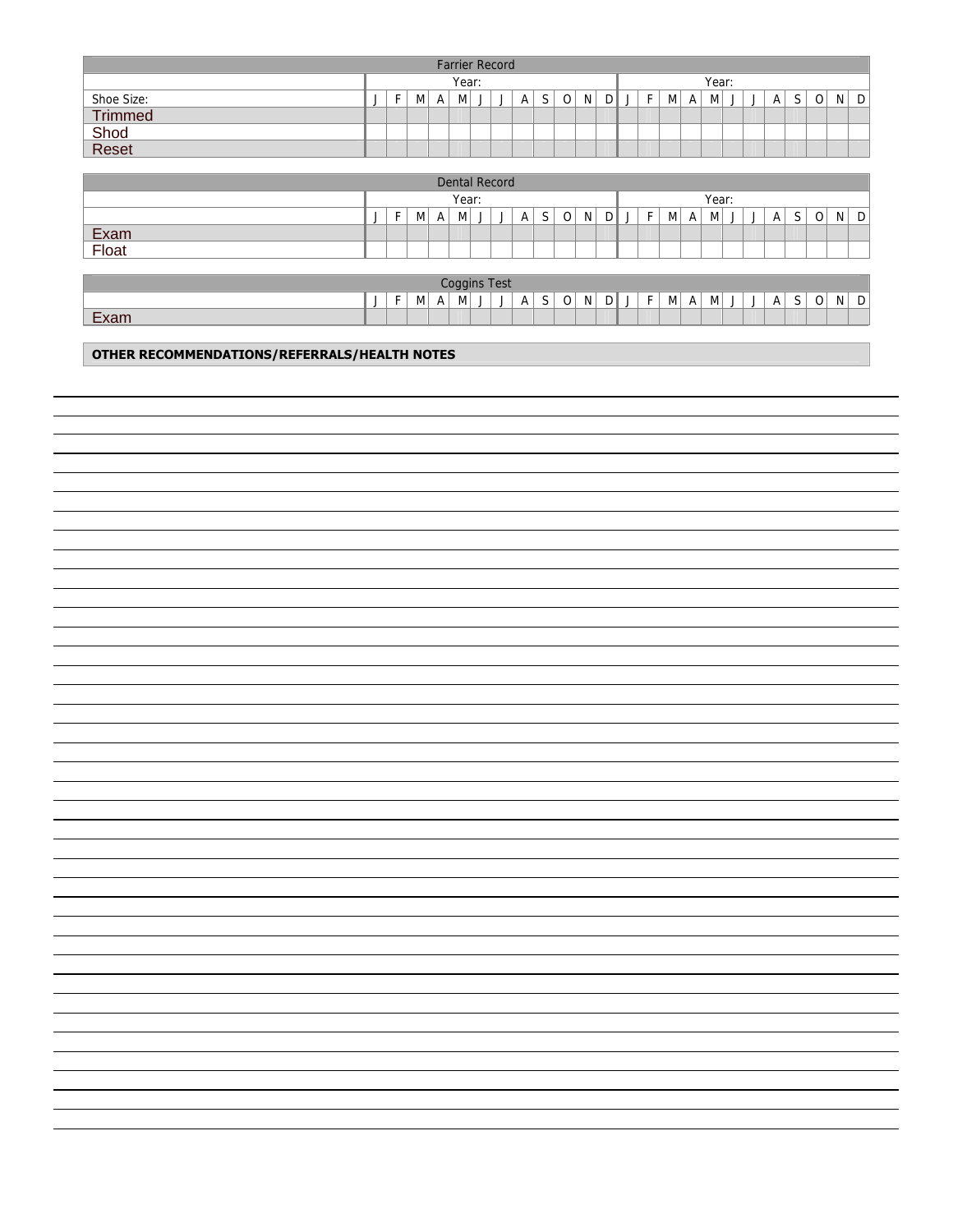| Farrier Record | | | | | | | | | | | | | | | | | | | | | | | | |
|---|---|---|---|---|---|---|---|---|---|---|---|---|---|---|---|---|---|---|---|---|---|---|---|---|
| | Year: | | | | | | | | | | | | Year: | | | | | | | | | | | |
| Shoe Size: | J | F | M | A | M | J | J | A | S | O | N | D | J | F | M | A | M | J | J | A | S | O | N | D |
| Trimmed | | | | | | | | | | | | | | | | | | | | | | | | |
| Shod | | | | | | | | | | | | | | | | | | | | | | | | |
| Reset | | | | | | | | | | | | | | | | | | | | | | | | |

| Dental Record | | | | | | | | | | | | | | | | | | | | | | | | |
|---|---|---|---|---|---|---|---|---|---|---|---|---|---|---|---|---|---|---|---|---|---|---|---|---|
| | Year: | | | | | | | | | | | | Year: | | | | | | | | | | | |
| | J | F | M | A | M | J | J | A | S | O | N | D | J | F | M | A | M | J | J | A | S | O | N | D |
| Exam | | | | | | | | | | | | | | | | | | | | | | | | |
| Float | | | | | | | | | | | | | | | | | | | | | | | | |

| Coggins Test | | | | | | | | | | | | | | | | | | | | | | | | |
|---|---|---|---|---|---|---|---|---|---|---|---|---|---|---|---|---|---|---|---|---|---|---|---|---|
| | J | F | M | A | M | J | J | A | S | O | N | D | J | F | M | A | M | J | J | A | S | O | N | D |
| Exam | | | | | | | | | | | | | | | | | | | | | | | | |

**OTHER RECOMMENDATIONS/REFERRALS/HEALTH NOTES**